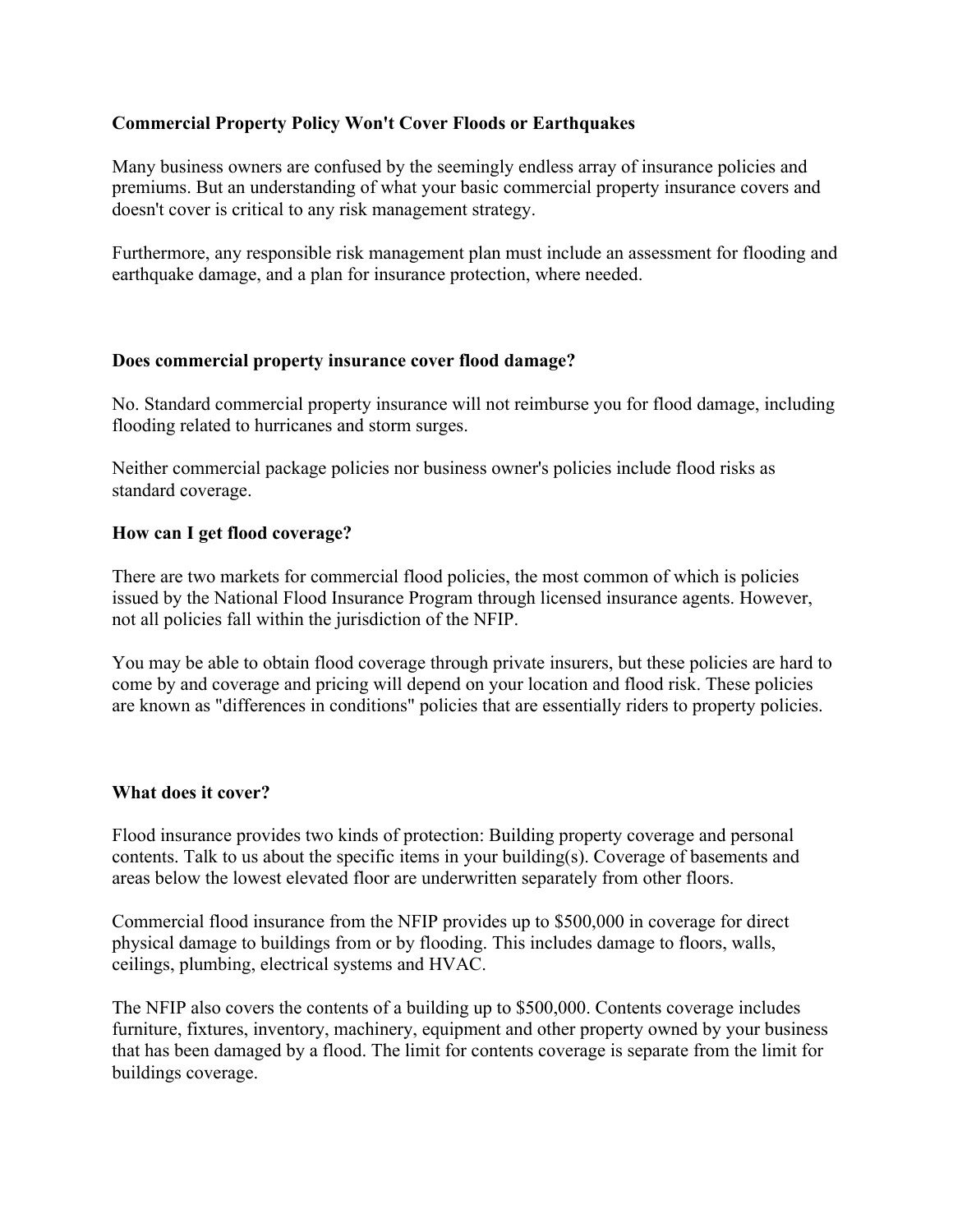# Commercial Property Policy Won't Cover Floods or Earthquakes

Many business owners are confused by the seemingly endless array of insurance policies and premiums. But an understanding of what your basic commercial property insurance covers and doesn't cover is critical to any risk management strategy.

Furthermore, any responsible risk management plan must include an assessment for flooding and earthquake damage, and a plan for insurance protection, where needed.

## Does commercial property insurance cover flood damage?

No. Standard commercial property insurance will not reimburse you for flood damage, including flooding related to hurricanes and storm surges.

Neither commercial package policies nor business owner's policies include flood risks as standard coverage.

## How can I get flood coverage?

There are two markets for commercial flood policies, the most common of which is policies issued by the National Flood Insurance Program through licensed insurance agents. However, not all policies fall within the jurisdiction of the NFIP.

You may be able to obtain flood coverage through private insurers, but these policies are hard to come by and coverage and pricing will depend on your location and flood risk. These policies are known as "differences in conditions" policies that are essentially riders to property policies.

## What does it cover?

Flood insurance provides two kinds of protection: Building property coverage and personal contents. Talk to us about the specific items in your building(s). Coverage of basements and areas below the lowest elevated floor are underwritten separately from other floors.

Commercial flood insurance from the NFIP provides up to $500,000 in coverage for direct physical damage to buildings from or by flooding. This includes damage to floors, walls, ceilings, plumbing, electrical systems and HVAC.

The NFIP also covers the contents of a building up to $500,000. Contents coverage includes furniture, fixtures, inventory, machinery, equipment and other property owned by your business that has been damaged by a flood. The limit for contents coverage is separate from the limit for buildings coverage.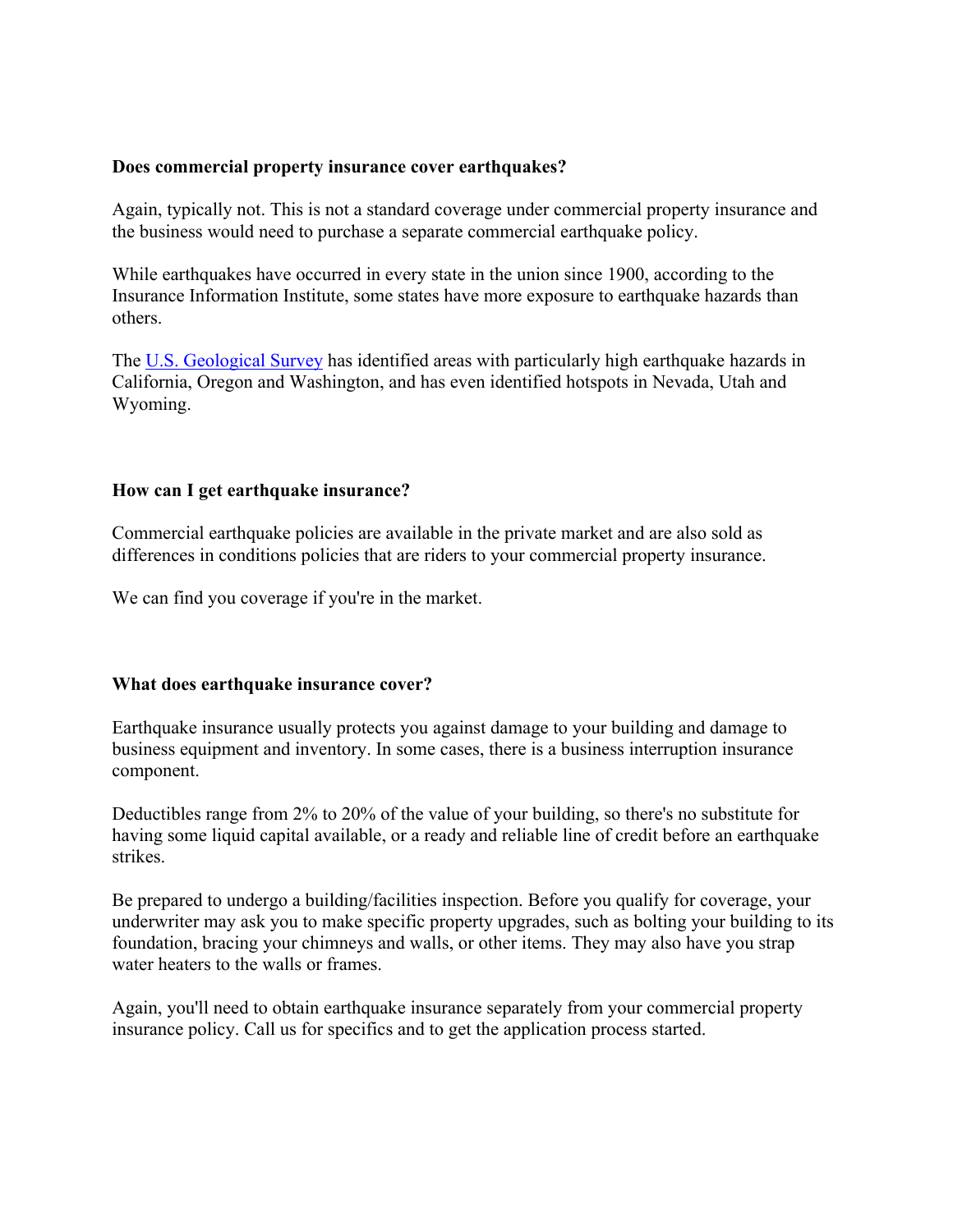**Does commercial property insurance cover earthquakes?**

Again, typically not. This is not a standard coverage under commercial property insurance and the business would need to purchase a separate commercial earthquake policy.

While earthquakes have occurred in every state in the union since 1900, according to the Insurance Information Institute, some states have more exposure to earthquake hazards than others.

The [U.S. Geological Survey]() has identified areas with particularly high earthquake hazards in California, Oregon and Washington, and has even identified hotspots in Nevada, Utah and Wyoming.

**How can I get earthquake insurance?**

Commercial earthquake policies are available in the private market and are also sold as differences in conditions policies that are riders to your commercial property insurance.

We can find you coverage if you're in the market.

**What does earthquake insurance cover?**

Earthquake insurance usually protects you against damage to your building and damage to business equipment and inventory. In some cases, there is a business interruption insurance component.

Deductibles range from 2% to 20% of the value of your building, so there's no substitute for having some liquid capital available, or a ready and reliable line of credit before an earthquake strikes.

Be prepared to undergo a building/facilities inspection. Before you qualify for coverage, your underwriter may ask you to make specific property upgrades, such as bolting your building to its foundation, bracing your chimneys and walls, or other items. They may also have you strap water heaters to the walls or frames.

Again, you'll need to obtain earthquake insurance separately from your commercial property insurance policy. Call us for specifics and to get the application process started.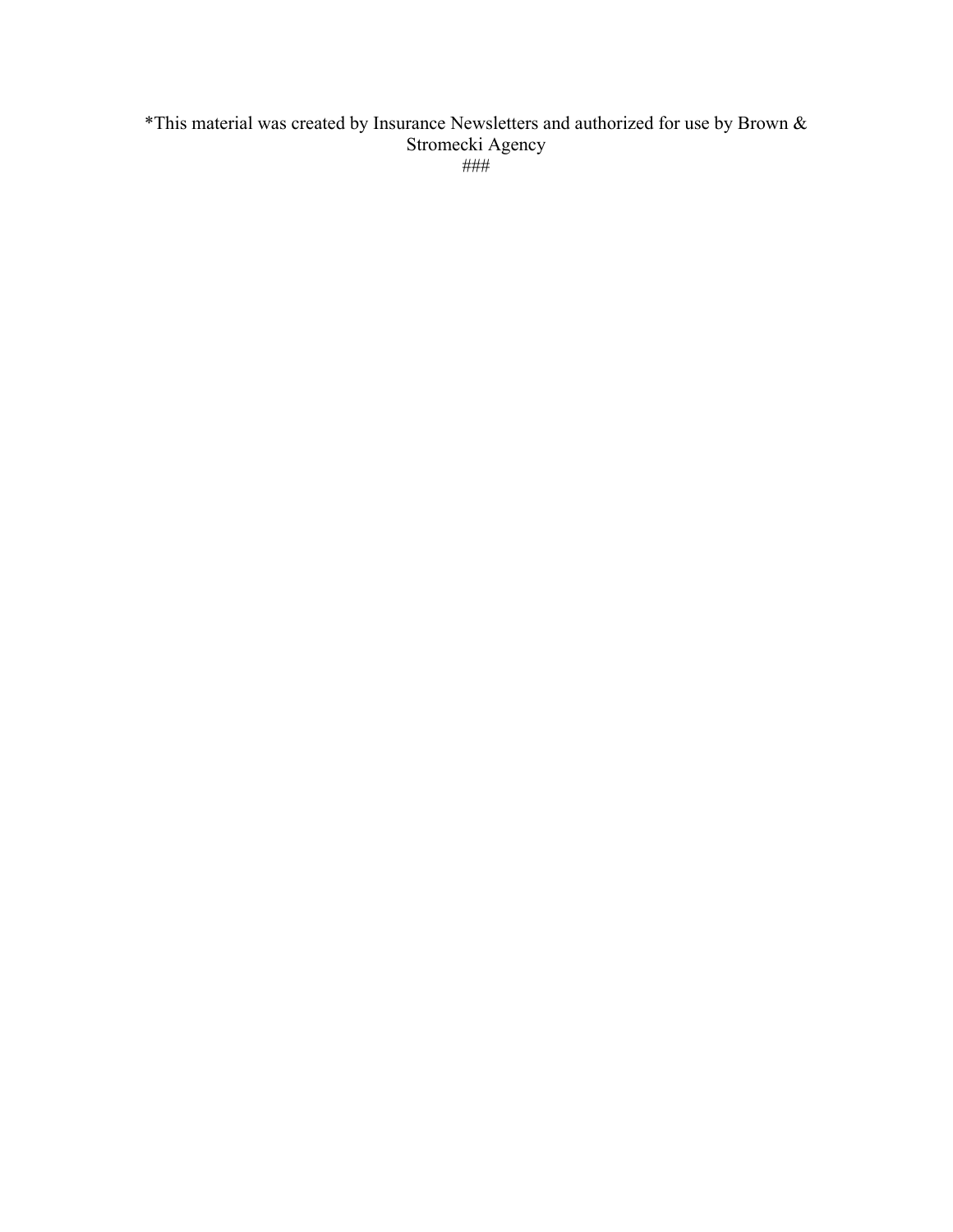*This material was created by Insurance Newsletters and authorized for use by Brown & Stromecki Agency

###